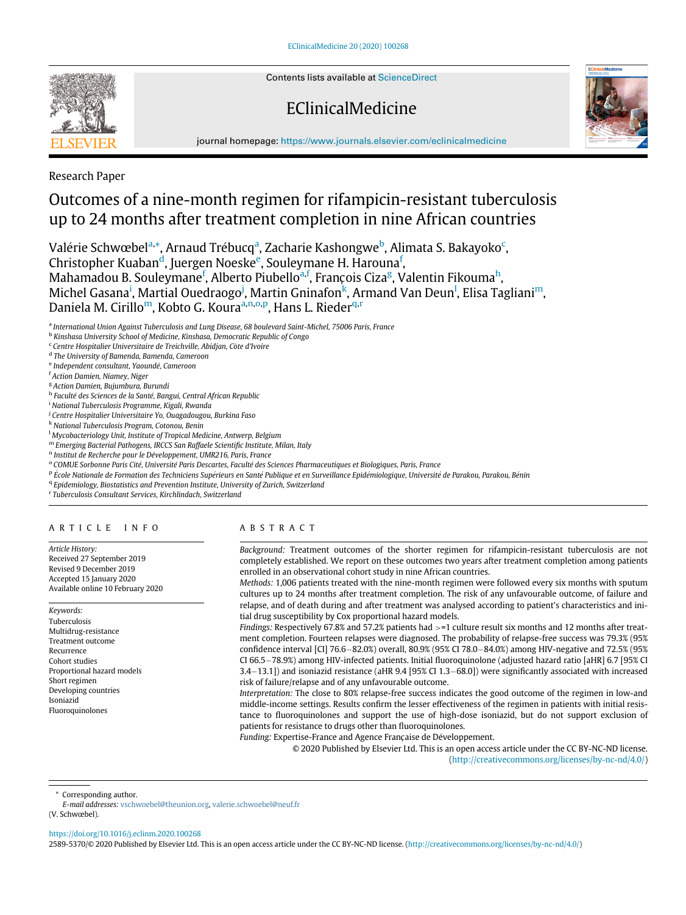Contents lists available at ScienceDirect

# EClinicalMedicine

journal homepage: https://www.journals.elsevier.com/eclinicalmedicine

Research Paper

# Outcomes of a nine-month regimen for rifampicin-resistant tuberculosis up to 24 months after treatment completion in nine African countries

Valérie Schwœbel[a,*], Arnaud Trébucq[a], Zacharie Kashongwe[b], Alimata S. Bakayoko[c], Christopher Kuaban[d], Juergen Noeske[e], Souleymane H. Harouna[f], Mahamadou B. Souleymane[f], Alberto Piubello[a,f], François Ciza[g], Valentin Fikouma[h], Michel Gasana[i], Martial Ouedraogo[j], Martin Gninafon[k], Armand Van Deun[l], Elisa Tagliani[m], Daniela M. Cirillo[m], Kobto G. Koura[a,n,o,p], Hans L. Rieder[q,r]

[a] International Union Against Tuberculosis and Lung Disease, 68 boulevard Saint-Michel, 75006 Paris, France
[b] Kinshasa University School of Medicine, Kinshasa, Democratic Republic of Congo
[c] Centre Hospitalier Universitaire de Treichville, Abidjan, Côte d'Ivoire
[d] The University of Bamenda, Bamenda, Cameroon
[e] Independent consultant, Yaoundé, Cameroon
[f] Action Damien, Niamey, Niger
[g] Action Damien, Bujumbura, Burundi
[h] Faculté des Sciences de la Santé, Bangui, Central African Republic
[i] National Tuberculosis Programme, Kigali, Rwanda
[j] Centre Hospitalier Universitaire Yo, Ouagadougou, Burkina Faso
[k] National Tuberculosis Program, Cotonou, Benin
[l] Mycobacteriology Unit, Institute of Tropical Medicine, Antwerp, Belgium
[m] Emerging Bacterial Pathogens, IRCCS San Raffaele Scientific Institute, Milan, Italy
[n] Institut de Recherche pour le Développement, UMR216, Paris, France
[o] COMUE Sorbonne Paris Cité, Université Paris Descartes, Faculté des Sciences Pharmaceutiques et Biologiques, Paris, France
[p] École Nationale de Formation des Techniciens Supérieurs en Santé Publique et en Surveillance Epidémiologique, Université de Parakou, Parakou, Bénin
[q] Epidemiology, Biostatistics and Prevention Institute, University of Zurich, Switzerland
[r] Tuberculosis Consultant Services, Kirchlindach, Switzerland

## ARTICLE INFO

*Article History:*
Received 27 September 2019
Revised 9 December 2019
Accepted 15 January 2020
Available online 10 February 2020

*Keywords:*
Tuberculosis
Multidrug-resistance
Treatment outcome
Recurrence
Cohort studies
Proportional hazard models
Short regimen
Developing countries
Isoniazid
Fluoroquinolones

## ABSTRACT

*Background:* Treatment outcomes of the shorter regimen for rifampicin-resistant tuberculosis are not completely established. We report on these outcomes two years after treatment completion among patients enrolled in an observational cohort study in nine African countries.

*Methods:* 1,006 patients treated with the nine-month regimen were followed every six months with sputum cultures up to 24 months after treatment completion. The risk of any unfavourable outcome, of failure and relapse, and of death during and after treatment was analysed according to patient's characteristics and initial drug susceptibility by Cox proportional hazard models.

*Findings:* Respectively 67.8% and 57.2% patients had >=1 culture result six months and 12 months after treatment completion. Fourteen relapses were diagnosed. The probability of relapse-free success was 79.3% (95% confidence interval [CI] 76.6–82.0%) overall, 80.9% (95% CI 78.0–84.0%) among HIV-negative and 72.5% (95% CI 66.5–78.9%) among HIV-infected patients. Initial fluoroquinolone (adjusted hazard ratio [aHR] 6.7 [95% CI 3.4–13.1]) and isoniazid resistance (aHR 9.4 [95% CI 1.3–68.0]) were significantly associated with increased risk of failure/relapse and of any unfavourable outcome.

*Interpretation:* The close to 80% relapse-free success indicates the good outcome of the regimen in low-and middle-income settings. Results confirm the lower effectiveness of the regimen in patients with initial resistance to fluoroquinolones and support the use of high-dose isoniazid, but do not support exclusion of patients for resistance to drugs other than fluoroquinolones.

*Funding:* Expertise-France and Agence Française de Développement.

© 2020 Published by Elsevier Ltd. This is an open access article under the CC BY-NC-ND license. (http://creativecommons.org/licenses/by-nc-nd/4.0/)

* Corresponding author.
*E-mail addresses:* vschwoebel@theunion.org, valerie.schwoebel@neuf.fr (V. Schwœbel).

https://doi.org/10.1016/j.eclinm.2020.100268
2589-5370/© 2020 Published by Elsevier Ltd. This is an open access article under the CC BY-NC-ND license. (http://creativecommons.org/licenses/by-nc-nd/4.0/)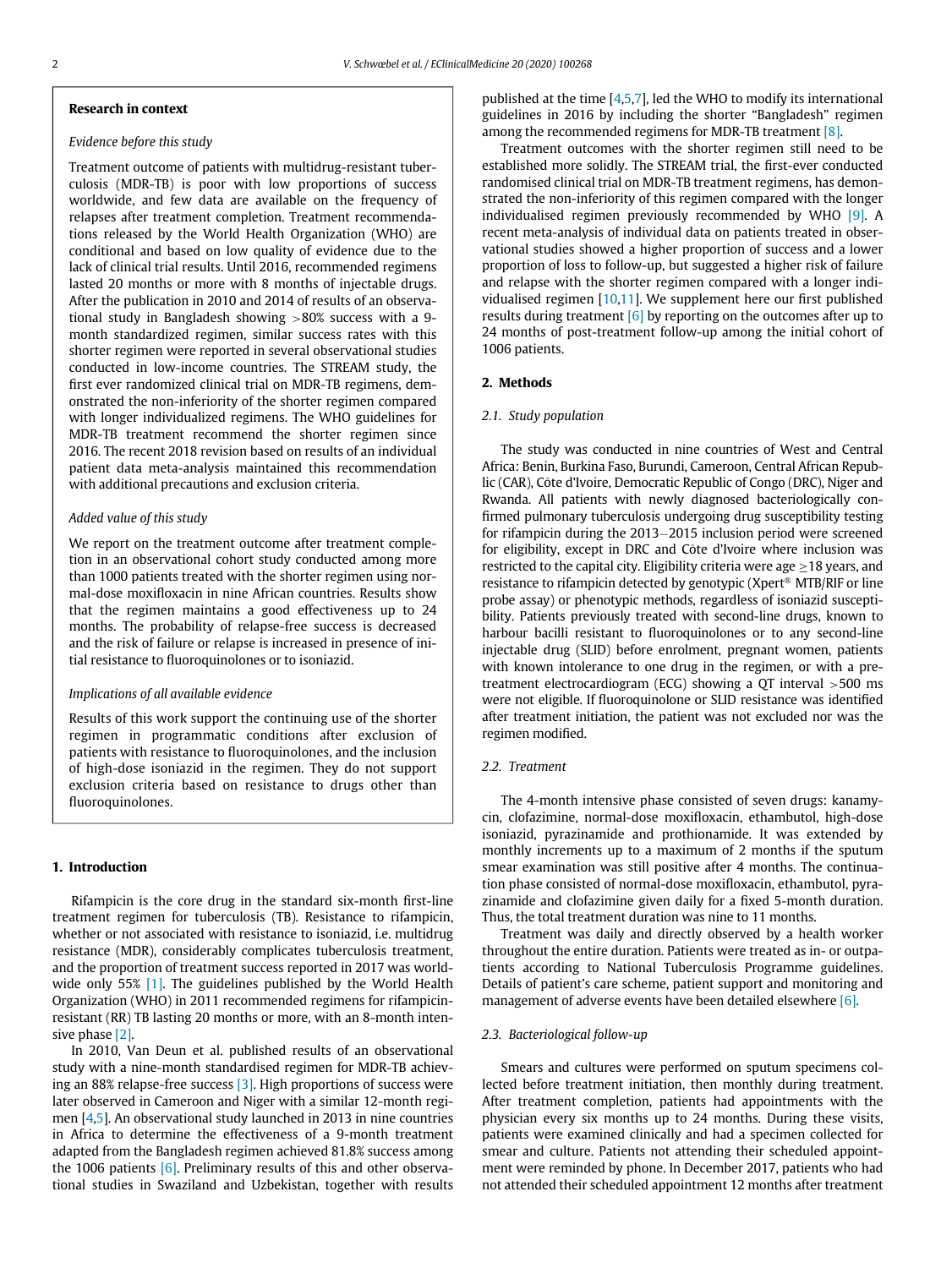### Research in context

*Evidence before this study*

Treatment outcome of patients with multidrug-resistant tuberculosis (MDR-TB) is poor with low proportions of success worldwide, and few data are available on the frequency of relapses after treatment completion. Treatment recommendations released by the World Health Organization (WHO) are conditional and based on low quality of evidence due to the lack of clinical trial results. Until 2016, recommended regimens lasted 20 months or more with 8 months of injectable drugs. After the publication in 2010 and 2014 of results of an observational study in Bangladesh showing >80% success with a 9-month standardized regimen, similar success rates with this shorter regimen were reported in several observational studies conducted in low-income countries. The STREAM study, the first ever randomized clinical trial on MDR-TB regimens, demonstrated the non-inferiority of the shorter regimen compared with longer individualized regimens. The WHO guidelines for MDR-TB treatment recommend the shorter regimen since 2016. The recent 2018 revision based on results of an individual patient data meta-analysis maintained this recommendation with additional precautions and exclusion criteria.

*Added value of this study*

We report on the treatment outcome after treatment completion in an observational cohort study conducted among more than 1000 patients treated with the shorter regimen using normal-dose moxifloxacin in nine African countries. Results show that the regimen maintains a good effectiveness up to 24 months. The probability of relapse-free success is decreased and the risk of failure or relapse is increased in presence of initial resistance to fluoroquinolones or to isoniazid.

*Implications of all available evidence*

Results of this work support the continuing use of the shorter regimen in programmatic conditions after exclusion of patients with resistance to fluoroquinolones, and the inclusion of high-dose isoniazid in the regimen. They do not support exclusion criteria based on resistance to drugs other than fluoroquinolones.

## 1. Introduction

Rifampicin is the core drug in the standard six-month first-line treatment regimen for tuberculosis (TB). Resistance to rifampicin, whether or not associated with resistance to isoniazid, i.e. multidrug resistance (MDR), considerably complicates tuberculosis treatment, and the proportion of treatment success reported in 2017 was worldwide only 55% [1]. The guidelines published by the World Health Organization (WHO) in 2011 recommended regimens for rifampicin-resistant (RR) TB lasting 20 months or more, with an 8-month intensive phase [2].

In 2010, Van Deun et al. published results of an observational study with a nine-month standardised regimen for MDR-TB achieving an 88% relapse-free success [3]. High proportions of success were later observed in Cameroon and Niger with a similar 12-month regimen [4,5]. An observational study launched in 2013 in nine countries in Africa to determine the effectiveness of a 9-month treatment adapted from the Bangladesh regimen achieved 81.8% success among the 1006 patients [6]. Preliminary results of this and other observational studies in Swaziland and Uzbekistan, together with results published at the time [4,5,7], led the WHO to modify its international guidelines in 2016 by including the shorter "Bangladesh" regimen among the recommended regimens for MDR-TB treatment [8].

Treatment outcomes with the shorter regimen still need to be established more solidly. The STREAM trial, the first-ever conducted randomised clinical trial on MDR-TB treatment regimens, has demonstrated the non-inferiority of this regimen compared with the longer individualised regimen previously recommended by WHO [9]. A recent meta-analysis of individual data on patients treated in observational studies showed a higher proportion of success and a lower proportion of loss to follow-up, but suggested a higher risk of failure and relapse with the shorter regimen compared with a longer individualised regimen [10,11]. We supplement here our first published results during treatment [6] by reporting on the outcomes after up to 24 months of post-treatment follow-up among the initial cohort of 1006 patients.

## 2. Methods

### 2.1. Study population

The study was conducted in nine countries of West and Central Africa: Benin, Burkina Faso, Burundi, Cameroon, Central African Republic (CAR), Côte d'Ivoire, Democratic Republic of Congo (DRC), Niger and Rwanda. All patients with newly diagnosed bacteriologically confirmed pulmonary tuberculosis undergoing drug susceptibility testing for rifampicin during the 2013–2015 inclusion period were screened for eligibility, except in DRC and Côte d'Ivoire where inclusion was restricted to the capital city. Eligibility criteria were age ≥18 years, and resistance to rifampicin detected by genotypic (Xpert® MTB/RIF or line probe assay) or phenotypic methods, regardless of isoniazid susceptibility. Patients previously treated with second-line drugs, known to harbour bacilli resistant to fluoroquinolones or to any second-line injectable drug (SLID) before enrolment, pregnant women, patients with known intolerance to one drug in the regimen, or with a pretreatment electrocardiogram (ECG) showing a QT interval >500 ms were not eligible. If fluoroquinolone or SLID resistance was identified after treatment initiation, the patient was not excluded nor was the regimen modified.

### 2.2. Treatment

The 4-month intensive phase consisted of seven drugs: kanamycin, clofazimine, normal-dose moxifloxacin, ethambutol, high-dose isoniazid, pyrazinamide and prothionamide. It was extended by monthly increments up to a maximum of 2 months if the sputum smear examination was still positive after 4 months. The continuation phase consisted of normal-dose moxifloxacin, ethambutol, pyrazinamide and clofazimine given daily for a fixed 5-month duration. Thus, the total treatment duration was nine to 11 months.

Treatment was daily and directly observed by a health worker throughout the entire duration. Patients were treated as in- or outpatients according to National Tuberculosis Programme guidelines. Details of patient's care scheme, patient support and monitoring and management of adverse events have been detailed elsewhere [6].

### 2.3. Bacteriological follow-up

Smears and cultures were performed on sputum specimens collected before treatment initiation, then monthly during treatment. After treatment completion, patients had appointments with the physician every six months up to 24 months. During these visits, patients were examined clinically and had a specimen collected for smear and culture. Patients not attending their scheduled appointment were reminded by phone. In December 2017, patients who had not attended their scheduled appointment 12 months after treatment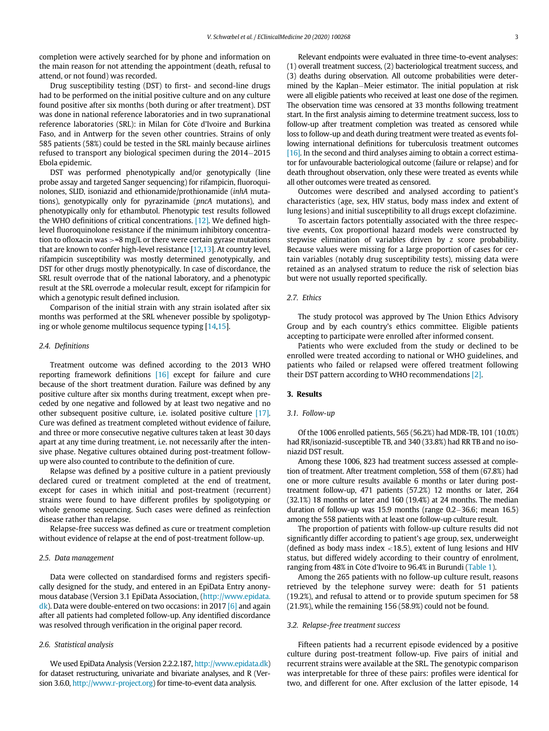completion were actively searched for by phone and information on the main reason for not attending the appointment (death, refusal to attend, or not found) was recorded.

Drug susceptibility testing (DST) to first- and second-line drugs had to be performed on the initial positive culture and on any culture found positive after six months (both during or after treatment). DST was done in national reference laboratories and in two supranational reference laboratories (SRL): in Milan for Côte d'Ivoire and Burkina Faso, and in Antwerp for the seven other countries. Strains of only 585 patients (58%) could be tested in the SRL mainly because airlines refused to transport any biological specimen during the 2014–2015 Ebola epidemic.

DST was performed phenotypically and/or genotypically (line probe assay and targeted Sanger sequencing) for rifampicin, fluoroquinolones, SLID, isoniazid and ethionamide/prothionamide (*inhA* mutations), genotypically only for pyrazinamide (*pncA* mutations), and phenotypically only for ethambutol. Phenotypic test results followed the WHO definitions of critical concentrations. [12]. We defined high-level fluoroquinolone resistance if the minimum inhibitory concentration to ofloxacin was >=8 mg/L or there were certain gyrase mutations that are known to confer high-level resistance [12,13]. At country level, rifampicin susceptibility was mostly determined genotypically, and DST for other drugs mostly phenotypically. In case of discordance, the SRL result override that of the national laboratory, and a phenotypic result at the SRL overrode a molecular result, except for rifampicin for which a genotypic result defined inclusion.

Comparison of the initial strain with any strain isolated after six months was performed at the SRL whenever possible by spoligotyping or whole genome multilocus sequence typing [14,15].

### 2.4. Definitions

Treatment outcome was defined according to the 2013 WHO reporting framework definitions [16] except for failure and cure because of the short treatment duration. Failure was defined by any positive culture after six months during treatment, except when preceded by one negative and followed by at least two negative and no other subsequent positive culture, i.e. isolated positive culture [17]. Cure was defined as treatment completed without evidence of failure, and three or more consecutive negative cultures taken at least 30 days apart at any time during treatment, i.e. not necessarily after the intensive phase. Negative cultures obtained during post-treatment follow-up were also counted to contribute to the definition of cure.

Relapse was defined by a positive culture in a patient previously declared cured or treatment completed at the end of treatment, except for cases in which initial and post-treatment (recurrent) strains were found to have different profiles by spoligotyping or whole genome sequencing. Such cases were defined as reinfection disease rather than relapse.

Relapse-free success was defined as cure or treatment completion without evidence of relapse at the end of post-treatment follow-up.

### 2.5. Data management

Data were collected on standardised forms and registers specifically designed for the study, and entered in an EpiData Entry anonymous database (Version 3.1 EpiData Association, (http://www.epidata.dk). Data were double-entered on two occasions: in 2017 [6] and again after all patients had completed follow-up. Any identified discordance was resolved through verification in the original paper record.

### 2.6. Statistical analysis

We used EpiData Analysis (Version 2.2.2.187, http://www.epidata.dk) for dataset restructuring, univariate and bivariate analyses, and R (Version 3.6.0, http://www.r-project.org) for time-to-event data analysis.

Relevant endpoints were evaluated in three time-to-event analyses: (1) overall treatment success, (2) bacteriological treatment success, and (3) deaths during observation. All outcome probabilities were determined by the Kaplan–Meier estimator. The initial population at risk were all eligible patients who received at least one dose of the regimen. The observation time was censored at 33 months following treatment start. In the first analysis aiming to determine treatment success, loss to follow-up after treatment completion was treated as censored while loss to follow-up and death during treatment were treated as events following international definitions for tuberculosis treatment outcomes [16]. In the second and third analyses aiming to obtain a correct estimator for unfavourable bacteriological outcome (failure or relapse) and for death throughout observation, only these were treated as events while all other outcomes were treated as censored.

Outcomes were described and analysed according to patient's characteristics (age, sex, HIV status, body mass index and extent of lung lesions) and initial susceptibility to all drugs except clofazimine.

To ascertain factors potentially associated with the three respective events, Cox proportional hazard models were constructed by stepwise elimination of variables driven by *z* score probability. Because values were missing for a large proportion of cases for certain variables (notably drug susceptibility tests), missing data were retained as an analysed stratum to reduce the risk of selection bias but were not usually reported specifically.

### 2.7. Ethics

The study protocol was approved by The Union Ethics Advisory Group and by each country's ethics committee. Eligible patients accepting to participate were enrolled after informed consent.

Patients who were excluded from the study or declined to be enrolled were treated according to national or WHO guidelines, and patients who failed or relapsed were offered treatment following their DST pattern according to WHO recommendations [2].

## 3. Results

### 3.1. Follow-up

Of the 1006 enrolled patients, 565 (56.2%) had MDR-TB, 101 (10.0%) had RR/isoniazid-susceptible TB, and 340 (33.8%) had RR TB and no isoniazid DST result.

Among these 1006, 823 had treatment success assessed at completion of treatment. After treatment completion, 558 of them (67.8%) had one or more culture results available 6 months or later during post-treatment follow-up, 471 patients (57.2%) 12 months or later, 264 (32.1%) 18 months or later and 160 (19.4%) at 24 months. The median duration of follow-up was 15.9 months (range 0.2–36.6; mean 16.5) among the 558 patients with at least one follow-up culture result.

The proportion of patients with follow-up culture results did not significantly differ according to patient's age group, sex, underweight (defined as body mass index <18.5), extent of lung lesions and HIV status, but differed widely according to their country of enrolment, ranging from 48% in Côte d'Ivoire to 96.4% in Burundi (Table 1).

Among the 265 patients with no follow-up culture result, reasons retrieved by the telephone survey were: death for 51 patients (19.2%), and refusal to attend or to provide sputum specimen for 58 (21.9%), while the remaining 156 (58.9%) could not be found.

### 3.2. Relapse-free treatment success

Fifteen patients had a recurrent episode evidenced by a positive culture during post-treatment follow-up. Five pairs of initial and recurrent strains were available at the SRL. The genotypic comparison was interpretable for three of these pairs: profiles were identical for two, and different for one. After exclusion of the latter episode, 14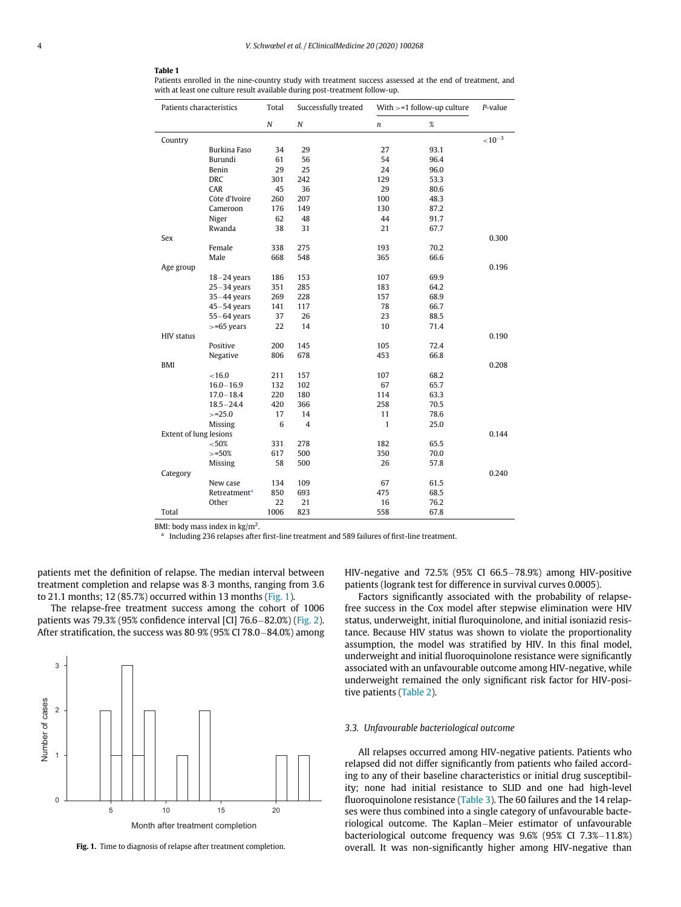**Table 1**
Patients enrolled in the nine-country study with treatment success assessed at the end of treatment, and with at least one culture result available during post-treatment follow-up.

| Patients characteristics | | Total | Successfully treated | With >=1 follow-up culture | | *P*-value |
|---|---|---|---|---|---|---|
| | | *N* | *N* | *n* | % | |
| Country | | | | | | $<10^{-3}$ |
| | Burkina Faso | 34 | 29 | 27 | 93.1 | |
| | Burundi | 61 | 56 | 54 | 96.4 | |
| | Benin | 29 | 25 | 24 | 96.0 | |
| | DRC | 301 | 242 | 129 | 53.3 | |
| | CAR | 45 | 36 | 29 | 80.6 | |
| | Côte d'Ivoire | 260 | 207 | 100 | 48.3 | |
| | Cameroon | 176 | 149 | 130 | 87.2 | |
| | Niger | 62 | 48 | 44 | 91.7 | |
| | Rwanda | 38 | 31 | 21 | 67.7 | |
| Sex | | | | | | 0.300 |
| | Female | 338 | 275 | 193 | 70.2 | |
| | Male | 668 | 548 | 365 | 66.6 | |
| Age group | | | | | | 0.196 |
| | 18–24 years | 186 | 153 | 107 | 69.9 | |
| | 25–34 years | 351 | 285 | 183 | 64.2 | |
| | 35–44 years | 269 | 228 | 157 | 68.9 | |
| | 45–54 years | 141 | 117 | 78 | 66.7 | |
| | 55–64 years | 37 | 26 | 23 | 88.5 | |
| | >=65 years | 22 | 14 | 10 | 71.4 | |
| HIV status | | | | | | 0.190 |
| | Positive | 200 | 145 | 105 | 72.4 | |
| | Negative | 806 | 678 | 453 | 66.8 | |
| BMI | | | | | | 0.208 |
| | <16.0 | 211 | 157 | 107 | 68.2 | |
| | 16.0–16.9 | 132 | 102 | 67 | 65.7 | |
| | 17.0–18.4 | 220 | 180 | 114 | 63.3 | |
| | 18.5–24.4 | 420 | 366 | 258 | 70.5 | |
| | >=25.0 | 17 | 14 | 11 | 78.6 | |
| | Missing | 6 | 4 | 1 | 25.0 | |
| Extent of lung lesions | | | | | | 0.144 |
| | <50% | 331 | 278 | 182 | 65.5 | |
| | >=50% | 617 | 500 | 350 | 70.0 | |
| | Missing | 58 | 500 | 26 | 57.8 | |
| Category | | | | | | 0.240 |
| | New case | 134 | 109 | 67 | 61.5 | |
| | Retreatment[a] | 850 | 693 | 475 | 68.5 | |
| | Other | 22 | 21 | 16 | 76.2 | |
| Total | | 1006 | 823 | 558 | 67.8 | |

BMI: body mass index in kg/m$^2$.
[a] Including 236 relapses after first-line treatment and 589 failures of first-line treatment.

patients met the definition of relapse. The median interval between treatment completion and relapse was 8·3 months, ranging from 3.6 to 21.1 months; 12 (85.7%) occurred within 13 months (Fig. 1).

The relapse-free treatment success among the cohort of 1006 patients was 79.3% (95% confidence interval [CI] 76.6–82.0%) (Fig. 2). After stratification, the success was 80·9% (95% CI 78.0–84.0%) among HIV-negative and 72.5% (95% CI 66.5–78.9%) among HIV-positive patients (logrank test for difference in survival curves 0.0005).

**Fig. 1.** Time to diagnosis of relapse after treatment completion.

Factors significantly associated with the probability of relapse-free success in the Cox model after stepwise elimination were HIV status, underweight, initial fluroquinolone, and initial isoniazid resistance. Because HIV status was shown to violate the proportionality assumption, the model was stratified by HIV. In this final model, underweight and initial fluoroquinolone resistance were significantly associated with an unfavourable outcome among HIV-negative, while underweight remained the only significant risk factor for HIV-positive patients (Table 2).

### 3.3. Unfavourable bacteriological outcome

All relapses occurred among HIV-negative patients. Patients who relapsed did not differ significantly from patients who failed according to any of their baseline characteristics or initial drug susceptibility; none had initial resistance to SLID and one had high-level fluoroquinolone resistance (Table 3). The 60 failures and the 14 relapses were thus combined into a single category of unfavourable bacteriological outcome. The Kaplan–Meier estimator of unfavourable bacteriological outcome frequency was 9.6% (95% CI 7.3%–11.8%) overall. It was non-significantly higher among HIV-negative than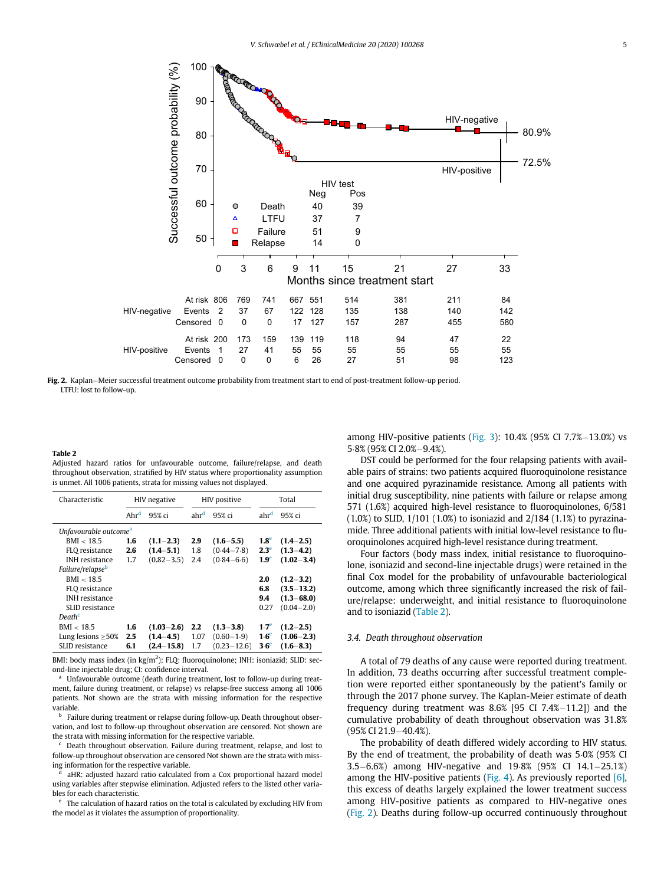Fig. 2. Kaplan–Meier successful treatment outcome probability from treatment start to end of post-treatment follow-up period. LTFU: lost to follow-up.

**Table 2**
Adjusted hazard ratios for unfavourable outcome, failure/relapse, and death throughout observation, stratified by HIV status where proportionality assumption is unmet. All 1006 patients, strata for missing values not displayed.

| Characteristic | HIV negative | | HIV positive | | Total | |
|---|---|---|---|---|---|---|
| | Ahr[d] | 95% ci | ahr[d] | 95% ci | ahr[d] | 95% ci |
| *Unfavourable outcome*[a] | | | | | | |
| BMI < 18.5 | **1.6** | **(1.1–2.3)** | **2.9** | **(1.6–5.5)** | **1.8**[e] | **(1.4–2.5)** |
| FLQ resistance | **2.6** | **(1.4–5.1)** | 1.8 | (0·44–7·8) | **2.3**[e] | **(1.3–4.2)** |
| INH resistance | 1.7 | (0.82–3.5) | 2.4 | (0.84–6·6) | **1.9**[e] | **(1.02–3.4)** |
| *Failure/relapse*[b] | | | | | | |
| BMI < 18.5 | | | | | **2.0** | **(1.2–3.2)** |
| FLQ resistance | | | | | **6.8** | **(3.5–13.2)** |
| INH resistance | | | | | **9.4** | **(1.3–68.0)** |
| SLID resistance | | | | | 0.27 | (0.04–2.0) |
| *Death*[c] | | | | | | |
| BMI < 18.5 | **1.6** | **(1.03–2.6)** | **2.2** | **(1.3–3.8)** | **1·7**[e] | **(1.2–2.5)** |
| Lung lesions ≥50% | **2.5** | **(1.4–4.5)** | 1.07 | (0.60–1·9) | **1·6**[e] | **(1.06–2.3)** |
| SLID resistance | **6.1** | **(2.4–15.8)** | 1.7 | (0.23–12.6) | **3·6**[e] | **(1.6–8.3)** |

BMI: body mass index (in kg/m$^2$); FLQ: fluoroquinolone; INH: isoniazid; SLID: second-line injectable drug; CI: confidence interval.

[a] Unfavourable outcome (death during treatment, lost to follow-up during treatment, failure during treatment, or relapse) vs relapse-free success among all 1006 patients. Not shown are the strata with missing information for the respective variable.

[b] Failure during treatment or relapse during follow-up. Death throughout observation, and lost to follow-up throughout observation are censored. Not shown are the strata with missing information for the respective variable.

[c] Death throughout observation. Failure during treatment, relapse, and lost to follow-up throughout observation are censored Not shown are the strata with missing information for the respective variable.

[d] aHR: adjusted hazard ratio calculated from a Cox proportional hazard model using variables after stepwise elimination. Adjusted refers to the listed other variables for each characteristic.

[e] The calculation of hazard ratios on the total is calculated by excluding HIV from the model as it violates the assumption of proportionality.

among HIV-positive patients (Fig. 3): 10.4% (95% CI 7.7%–13.0%) vs 5·8% (95% CI 2.0%–9.4%).

DST could be performed for the four relapsing patients with available pairs of strains: two patients acquired fluoroquinolone resistance and one acquired pyrazinamide resistance. Among all patients with initial drug susceptibility, nine patients with failure or relapse among 571 (1.6%) acquired high-level resistance to fluoroquinolones, 6/581 (1.0%) to SLID, 1/101 (1.0%) to isoniazid and 2/184 (1.1%) to pyrazinamide. Three additional patients with initial low-level resistance to fluoroquinolones acquired high-level resistance during treatment.

Four factors (body mass index, initial resistance to fluoroquinolone, isoniazid and second-line injectable drugs) were retained in the final Cox model for the probability of unfavourable bacteriological outcome, among which three significantly increased the risk of failure/relapse: underweight, and initial resistance to fluoroquinolone and to isoniazid (Table 2).

### *3.4. Death throughout observation*

A total of 79 deaths of any cause were reported during treatment. In addition, 73 deaths occurring after successful treatment completion were reported either spontaneously by the patient's family or through the 2017 phone survey. The Kaplan-Meier estimate of death frequency during treatment was 8.6% [95 CI 7.4%–11.2]) and the cumulative probability of death throughout observation was 31.8% (95% CI 21.9–40.4%).

The probability of death differed widely according to HIV status. By the end of treatment, the probability of death was 5·0% (95% CI 3.5–6.6%) among HIV-negative and 19·8% (95% CI 14.1–25.1%) among the HIV-positive patients (Fig. 4). As previously reported [6], this excess of deaths largely explained the lower treatment success among HIV-positive patients as compared to HIV-negative ones (Fig. 2). Deaths during follow-up occurred continuously throughout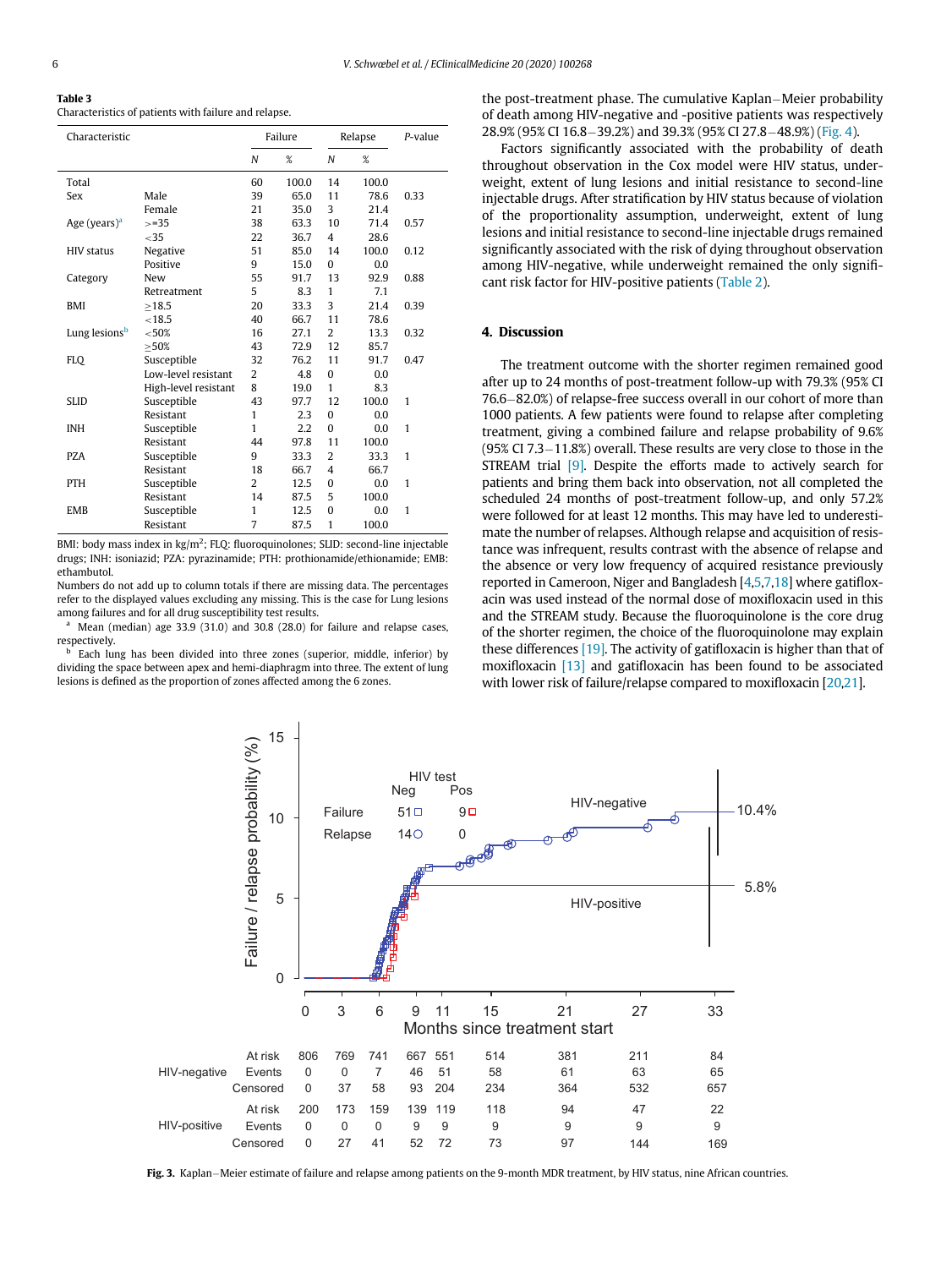**Table 3**
Characteristics of patients with failure and relapse.

| Characteristic | | Failure | | Relapse | | P-value |
|---|---|---|---|---|---|---|
| | | N | % | N | % | |
| Total | | 60 | 100.0 | 14 | 100.0 | |
| Sex | Male | 39 | 65.0 | 11 | 78.6 | 0.33 |
| | Female | 21 | 35.0 | 3 | 21.4 | |
| Age (years)[a] | >=35 | 38 | 63.3 | 10 | 71.4 | 0.57 |
| | <35 | 22 | 36.7 | 4 | 28.6 | |
| HIV status | Negative | 51 | 85.0 | 14 | 100.0 | 0.12 |
| | Positive | 9 | 15.0 | 0 | 0.0 | |
| Category | New | 55 | 91.7 | 13 | 92.9 | 0.88 |
| | Retreatment | 5 | 8.3 | 1 | 7.1 | |
| BMI | ≥18.5 | 20 | 33.3 | 3 | 21.4 | 0.39 |
| | <18.5 | 40 | 66.7 | 11 | 78.6 | |
| Lung lesions[b] | <50% | 16 | 27.1 | 2 | 13.3 | 0.32 |
| | ≥50% | 43 | 72.9 | 12 | 85.7 | |
| FLQ | Susceptible | 32 | 76.2 | 11 | 91.7 | 0.47 |
| | Low-level resistant | 2 | 4.8 | 0 | 0.0 | |
| | High-level resistant | 8 | 19.0 | 1 | 8.3 | |
| SLID | Susceptible | 43 | 97.7 | 12 | 100.0 | 1 |
| | Resistant | 1 | 2.3 | 0 | 0.0 | |
| INH | Susceptible | 1 | 2.2 | 0 | 0.0 | 1 |
| | Resistant | 44 | 97.8 | 11 | 100.0 | |
| PZA | Susceptible | 9 | 33.3 | 2 | 33.3 | 1 |
| | Resistant | 18 | 66.7 | 4 | 66.7 | |
| PTH | Susceptible | 2 | 12.5 | 0 | 0.0 | 1 |
| | Resistant | 14 | 87.5 | 5 | 100.0 | |
| EMB | Susceptible | 1 | 12.5 | 0 | 0.0 | 1 |
| | Resistant | 7 | 87.5 | 1 | 100.0 | |

BMI: body mass index in kg/m$^2$; FLQ: fluoroquinolones; SLID: second-line injectable drugs; INH: isoniazid; PZA: pyrazinamide; PTH: prothionamide/ethionamide; EMB: ethambutol.
Numbers do not add up to column totals if there are missing data. The percentages refer to the displayed values excluding any missing. This is the case for Lung lesions among failures and for all drug susceptibility test results.
[a] Mean (median) age 33.9 (31.0) and 30.8 (28.0) for failure and relapse cases, respectively.
[b] Each lung has been divided into three zones (superior, middle, inferior) by dividing the space between apex and hemi-diaphragm into three. The extent of lung lesions is defined as the proportion of zones affected among the 6 zones.

the post-treatment phase. The cumulative Kaplan–Meier probability of death among HIV-negative and -positive patients was respectively 28.9% (95% CI 16.8–39.2%) and 39.3% (95% CI 27.8–48.9%) (Fig. 4).

Factors significantly associated with the probability of death throughout observation in the Cox model were HIV status, underweight, extent of lung lesions and initial resistance to second-line injectable drugs. After stratification by HIV status because of violation of the proportionality assumption, underweight, extent of lung lesions and initial resistance to second-line injectable drugs remained significantly associated with the risk of dying throughout observation among HIV-negative, while underweight remained the only significant risk factor for HIV-positive patients (Table 2).

## 4. Discussion

The treatment outcome with the shorter regimen remained good after up to 24 months of post-treatment follow-up with 79.3% (95% CI 76.6–82.0%) of relapse-free success overall in our cohort of more than 1000 patients. A few patients were found to relapse after completing treatment, giving a combined failure and relapse probability of 9.6% (95% CI 7.3–11.8%) overall. These results are very close to those in the STREAM trial [9]. Despite the efforts made to actively search for patients and bring them back into observation, not all completed the scheduled 24 months of post-treatment follow-up, and only 57.2% were followed for at least 12 months. This may have led to underestimate the number of relapses. Although relapse and acquisition of resistance was infrequent, results contrast with the absence of relapse and the absence or very low frequency of acquired resistance previously reported in Cameroon, Niger and Bangladesh [4,5,7,18] where gatifloxacin was used instead of the normal dose of moxifloxacin used in this and the STREAM study. Because the fluoroquinolone is the core drug of the shorter regimen, the choice of the fluoroquinolone may explain these differences [19]. The activity of gatifloxacin is higher than that of moxifloxacin [13] and gatifloxacin has been found to be associated with lower risk of failure/relapse compared to moxifloxacin [20,21].

| | | 0 | 3 | 6 | 9 | 11 | 15 | 21 | 27 | 33 |
|---|---|---|---|---|---|---|---|---|---|---|
| HIV-negative | At risk | 806 | 769 | 741 | 667 | 551 | 514 | 381 | 211 | 84 |
| | Events | 0 | 0 | 7 | 46 | 51 | 58 | 61 | 63 | 65 |
| | Censored | 0 | 37 | 58 | 93 | 204 | 234 | 364 | 532 | 657 |
| HIV-positive | At risk | 200 | 173 | 159 | 139 | 119 | 118 | 94 | 47 | 22 |
| | Events | 0 | 0 | 0 | 9 | 9 | 9 | 9 | 9 | 9 |
| | Censored | 0 | 27 | 41 | 52 | 72 | 73 | 97 | 144 | 169 |

**Fig. 3.** Kaplan–Meier estimate of failure and relapse among patients on the 9-month MDR treatment, by HIV status, nine African countries.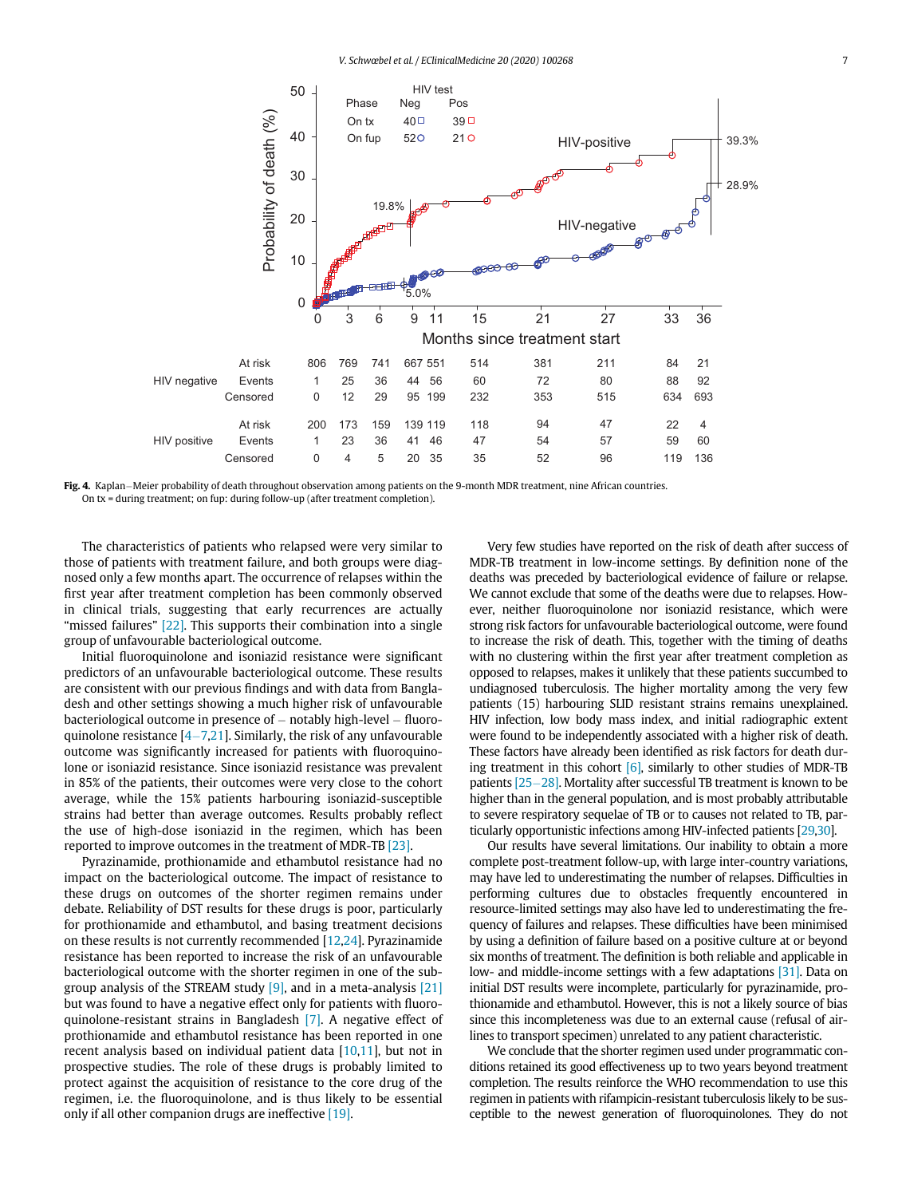50
40
30
20
10
0
Probability of death (%)

HIV test
Phase Neg Pos
On tx 40 39
On fup 52 21

HIV-positive
HIV-negative
39.3%
28.9%
19.8%
5.0%

0 3 6 9 11 15 21 27 33 36
Months since treatment start

HIV negative
At risk 806 769 741 667 551 514 381 211 84 21
Events 1 25 36 44 56 60 72 80 88 92
Censored 0 12 29 95 199 232 353 515 634 693

HIV positive
At risk 200 173 159 139 119 118 94 47 22 4
Events 1 23 36 41 46 47 54 57 59 60
Censored 0 4 5 20 35 35 52 96 119 136

**Fig. 4.** Kaplan–Meier probability of death throughout observation among patients on the 9-month MDR treatment, nine African countries.
On tx = during treatment; on fup: during follow-up (after treatment completion).

The characteristics of patients who relapsed were very similar to those of patients with treatment failure, and both groups were diagnosed only a few months apart. The occurrence of relapses within the first year after treatment completion has been commonly observed in clinical trials, suggesting that early recurrences are actually "missed failures" [22]. This supports their combination into a single group of unfavourable bacteriological outcome.

Initial fluoroquinolone and isoniazid resistance were significant predictors of an unfavourable bacteriological outcome. These results are consistent with our previous findings and with data from Bangladesh and other settings showing a much higher risk of unfavourable bacteriological outcome in presence of – notably high-level – fluoroquinolone resistance [4–7,21]. Similarly, the risk of any unfavourable outcome was significantly increased for patients with fluoroquinolone or isoniazid resistance. Since isoniazid resistance was prevalent in 85% of the patients, their outcomes were very close to the cohort average, while the 15% patients harbouring isoniazid-susceptible strains had better than average outcomes. Results probably reflect the use of high-dose isoniazid in the regimen, which has been reported to improve outcomes in the treatment of MDR-TB [23].

Pyrazinamide, prothionamide and ethambutol resistance had no impact on the bacteriological outcome. The impact of resistance to these drugs on outcomes of the shorter regimen remains under debate. Reliability of DST results for these drugs is poor, particularly for prothionamide and ethambutol, and basing treatment decisions on these results is not currently recommended [12,24]. Pyrazinamide resistance has been reported to increase the risk of an unfavourable bacteriological outcome with the shorter regimen in one of the subgroup analysis of the STREAM study [9], and in a meta-analysis [21] but was found to have a negative effect only for patients with fluoroquinolone-resistant strains in Bangladesh [7]. A negative effect of prothionamide and ethambutol resistance has been reported in one recent analysis based on individual patient data [10,11], but not in prospective studies. The role of these drugs is probably limited to protect against the acquisition of resistance to the core drug of the regimen, i.e. the fluoroquinolone, and is thus likely to be essential only if all other companion drugs are ineffective [19].

Very few studies have reported on the risk of death after success of MDR-TB treatment in low-income settings. By definition none of the deaths was preceded by bacteriological evidence of failure or relapse. We cannot exclude that some of the deaths were due to relapses. However, neither fluoroquinolone nor isoniazid resistance, which were strong risk factors for unfavourable bacteriological outcome, were found to increase the risk of death. This, together with the timing of deaths with no clustering within the first year after treatment completion as opposed to relapses, makes it unlikely that these patients succumbed to undiagnosed tuberculosis. The higher mortality among the very few patients (15) harbouring SLID resistant strains remains unexplained. HIV infection, low body mass index, and initial radiographic extent were found to be independently associated with a higher risk of death. These factors have already been identified as risk factors for death during treatment in this cohort [6], similarly to other studies of MDR-TB patients [25–28]. Mortality after successful TB treatment is known to be higher than in the general population, and is most probably attributable to severe respiratory sequelae of TB or to causes not related to TB, particularly opportunistic infections among HIV-infected patients [29,30].

Our results have several limitations. Our inability to obtain a more complete post-treatment follow-up, with large inter-country variations, may have led to underestimating the number of relapses. Difficulties in performing cultures due to obstacles frequently encountered in resource-limited settings may also have led to underestimating the frequency of failures and relapses. These difficulties have been minimised by using a definition of failure based on a positive culture at or beyond six months of treatment. The definition is both reliable and applicable in low- and middle-income settings with a few adaptations [31]. Data on initial DST results were incomplete, particularly for pyrazinamide, prothionamide and ethambutol. However, this is not a likely source of bias since this incompleteness was due to an external cause (refusal of airlines to transport specimen) unrelated to any patient characteristic.

We conclude that the shorter regimen used under programmatic conditions retained its good effectiveness up to two years beyond treatment completion. The results reinforce the WHO recommendation to use this regimen in patients with rifampicin-resistant tuberculosis likely to be susceptible to the newest generation of fluoroquinolones. They do not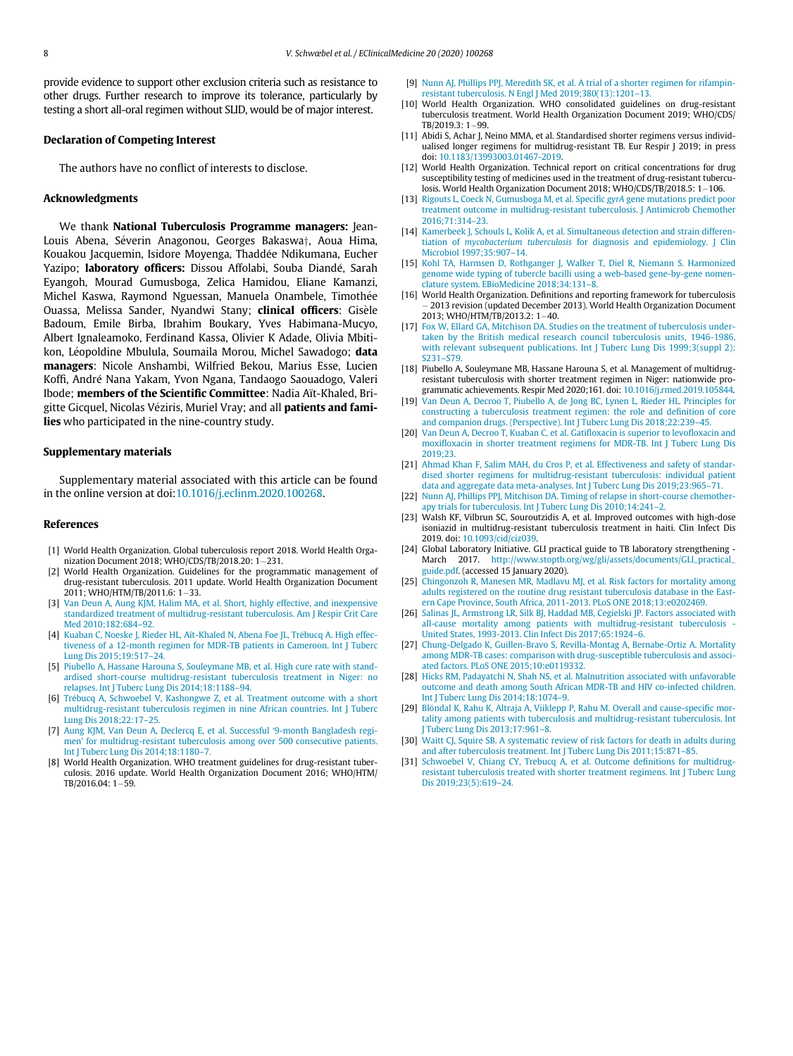provide evidence to support other exclusion criteria such as resistance to other drugs. Further research to improve its tolerance, particularly by testing a short all-oral regimen without SLID, would be of major interest.

## Declaration of Competing Interest

The authors have no conflict of interests to disclose.

## Acknowledgments

We thank **National Tuberculosis Programme managers:** Jean-Louis Abena, Séverin Anagonou, Georges Bakaswa†, Aoua Hima, Kouakou Jacquemin, Isidore Moyenga, Thaddée Ndikumana, Eucher Yazipo; **laboratory officers:** Dissou Affolabi, Souba Diandé, Sarah Eyangoh, Mourad Gumusboga, Zelica Hamidou, Eliane Kamanzi, Michel Kaswa, Raymond Nguessan, Manuela Onambele, Timothée Ouassa, Melissa Sander, Nyandwi Stany; **clinical officers**: Gisèle Badoum, Emile Birba, Ibrahim Boukary, Yves Habimana-Mucyo, Albert Ignaleamoko, Ferdinand Kassa, Olivier K Adade, Olivia Mbitikon, Léopoldine Mbulula, Soumaila Morou, Michel Sawadogo; **data managers**: Nicole Anshambi, Wilfried Bekou, Marius Esse, Lucien Koffi, André Nana Yakam, Yvon Ngana, Tandaogo Saouadogo, Valeri Ibode; **members of the Scientific Committee**: Nadia Aït-Khaled, Brigitte Gicquel, Nicolas Véziris, Muriel Vray; and all **patients and families** who participated in the nine-country study.

## Supplementary materials

Supplementary material associated with this article can be found in the online version at doi:10.1016/j.eclinm.2020.100268.

## References

[1] World Health Organization. Global tuberculosis report 2018. World Health Organization Document 2018; WHO/CDS/TB/2018.20: 1–231.

[2] World Health Organization. Guidelines for the programmatic management of drug-resistant tuberculosis. 2011 update. World Health Organization Document 2011; WHO/HTM/TB/2011.6: 1–33.

[3] Van Deun A, Aung KJM, Halim MA, et al. Short, highly effective, and inexpensive standardized treatment of multidrug-resistant tuberculosis. Am J Respir Crit Care Med 2010;182:684–92.

[4] Kuaban C, Noeske J, Rieder HL, Aït-Khaled N, Abena Foe JL, Trébucq A. High effectiveness of a 12-month regimen for MDR-TB patients in Cameroon. Int J Tuberc Lung Dis 2015;19:517–24.

[5] Piubello A, Hassane Harouna S, Souleymane MB, et al. High cure rate with standardised short-course multidrug-resistant tuberculosis treatment in Niger: no relapses. Int J Tuberc Lung Dis 2014;18:1188–94.

[6] Trébucq A, Schwoebel V, Kashongwe Z, et al. Treatment outcome with a short multidrug-resistant tuberculosis regimen in nine African countries. Int J Tuberc Lung Dis 2018;22:17–25.

[7] Aung KJM, Van Deun A, Declercq E, et al. Successful '9-month Bangladesh regimen' for multidrug-resistant tuberculosis among over 500 consecutive patients. Int J Tuberc Lung Dis 2014;18:1180–7.

[8] World Health Organization. WHO treatment guidelines for drug-resistant tuberculosis. 2016 update. World Health Organization Document 2016; WHO/HTM/TB/2016.04: 1–59.

[9] Nunn AJ, Phillips PPJ, Meredith SK, et al. A trial of a shorter regimen for rifampin-resistant tuberculosis. N Engl J Med 2019;380(13):1201–13.

[10] World Health Organization. WHO consolidated guidelines on drug-resistant tuberculosis treatment. World Health Organization Document 2019; WHO/CDS/TB/2019.3: 1–99.

[11] Abidi S, Achar J, Neino MMA, et al. Standardised shorter regimens versus individualised longer regimens for multidrug-resistant TB. Eur Respir J 2019; in press doi: 10.1183/13993003.01467-2019.

[12] World Health Organization. Technical report on critical concentrations for drug susceptibility testing of medicines used in the treatment of drug-resistant tuberculosis. World Health Organization Document 2018; WHO/CDS/TB/2018.5: 1–106.

[13] Rigouts L, Coeck N, Gumusboga M, et al. Specific *gyrA* gene mutations predict poor treatment outcome in multidrug-resistant tuberculosis. J Antimicrob Chemother 2016;71:314–23.

[14] Kamerbeek J, Schouls L, Kolik A, et al. Simultaneous detection and strain differentiation of *mycobacterium tuberculosis* for diagnosis and epidemiology. J Clin Microbiol 1997;35:907–14.

[15] Kohl TA, Harmsen D, Rothganger J, Walker T, Diel R, Niemann S. Harmonized genome wide typing of tubercle bacilli using a web-based gene-by-gene nomenclature system. EBioMedicine 2018;34:131–8.

[16] World Health Organization. Definitions and reporting framework for tuberculosis – 2013 revision (updated December 2013). World Health Organization Document 2013; WHO/HTM/TB/2013.2: 1–40.

[17] Fox W, Ellard GA, Mitchison DA. Studies on the treatment of tuberculosis undertaken by the British medical research council tuberculosis units, 1946-1986, with relevant subsequent publications. Int J Tuberc Lung Dis 1999;3(suppl 2): S231–S79.

[18] Piubello A, Souleymane MB, Hassane Harouna S, et al. Management of multidrug-resistant tuberculosis with shorter treatment regimen in Niger: nationwide programmatic achievements. Respir Med 2020;161. doi: 10.1016/j.rmed.2019.105844.

[19] Van Deun A, Decroo T, Piubello A, de Jong BC, Lynen L, Rieder HL. Principles for constructing a tuberculosis treatment regimen: the role and definition of core and companion drugs. (Perspective). Int J Tuberc Lung Dis 2018;22:239–45.

[20] Van Deun A, Decroo T, Kuaban C, et al. Gatifloxacin is superior to levofloxacin and moxifloxacin in shorter treatment regimens for MDR-TB. Int J Tuberc Lung Dis 2019;23.

[21] Ahmad Khan F, Salim MAH, du Cros P, et al. Effectiveness and safety of standardised shorter regimens for multidrug-resistant tuberculosis: individual patient data and aggregate data meta-analyses. Int J Tuberc Lung Dis 2019;23:965–71.

[22] Nunn AJ, Phillips PPJ, Mitchison DA. Timing of relapse in short-course chemotherapy trials for tuberculosis. Int J Tuberc Lung Dis 2010;14:241–2.

[23] Walsh KF, Vilbrun SC, Souroutzidis A, et al. Improved outcomes with high-dose isoniazid in multidrug-resistant tuberculosis treatment in haiti. Clin Infect Dis 2019. doi: 10.1093/cid/ciz039.

[24] Global Laboratory Initiative. GLI practical guide to TB laboratory strengthening - March 2017. http://www.stoptb.org/wg/gli/assets/documents/GLI_practical_guide.pdf. (accessed 15 January 2020).

[25] Chingonzoh R, Manesen MR, Madlavu MJ, et al. Risk factors for mortality among adults registered on the routine drug resistant tuberculosis database in the Eastern Cape Province, South Africa, 2011-2013. PLoS ONE 2018;13:e0202469.

[26] Salinas JL, Armstrong LR, Silk BJ, Haddad MB, Cegielski JP. Factors associated with all-cause mortality among patients with multidrug-resistant tuberculosis - United States, 1993-2013. Clin Infect Dis 2017;65:1924–6.

[27] Chung-Delgado K, Guillen-Bravo S, Revilla-Montag A, Bernabe-Ortiz A. Mortality among MDR-TB cases: comparison with drug-susceptible tuberculosis and associated factors. PLoS ONE 2015;10:e0119332.

[28] Hicks RM, Padayatchi N, Shah NS, et al. Malnutrition associated with unfavorable outcome and death among South African MDR-TB and HIV co-infected children. Int J Tuberc Lung Dis 2014;18:1074–9.

[29] Blöndal K, Rahu K, Altraja A, Viiklepp P, Rahu M. Overall and cause-specific mortality among patients with tuberculosis and multidrug-resistant tuberculosis. Int J Tuberc Lung Dis 2013;17:961–8.

[30] Waitt CJ, Squire SB. A systematic review of risk factors for death in adults during and after tuberculosis treatment. Int J Tuberc Lung Dis 2011;15:871–85.

[31] Schwoebel V, Chiang CY, Trebucq A, et al. Outcome definitions for multidrug-resistant tuberculosis treated with shorter treatment regimens. Int J Tuberc Lung Dis 2019;23(5):619–24.